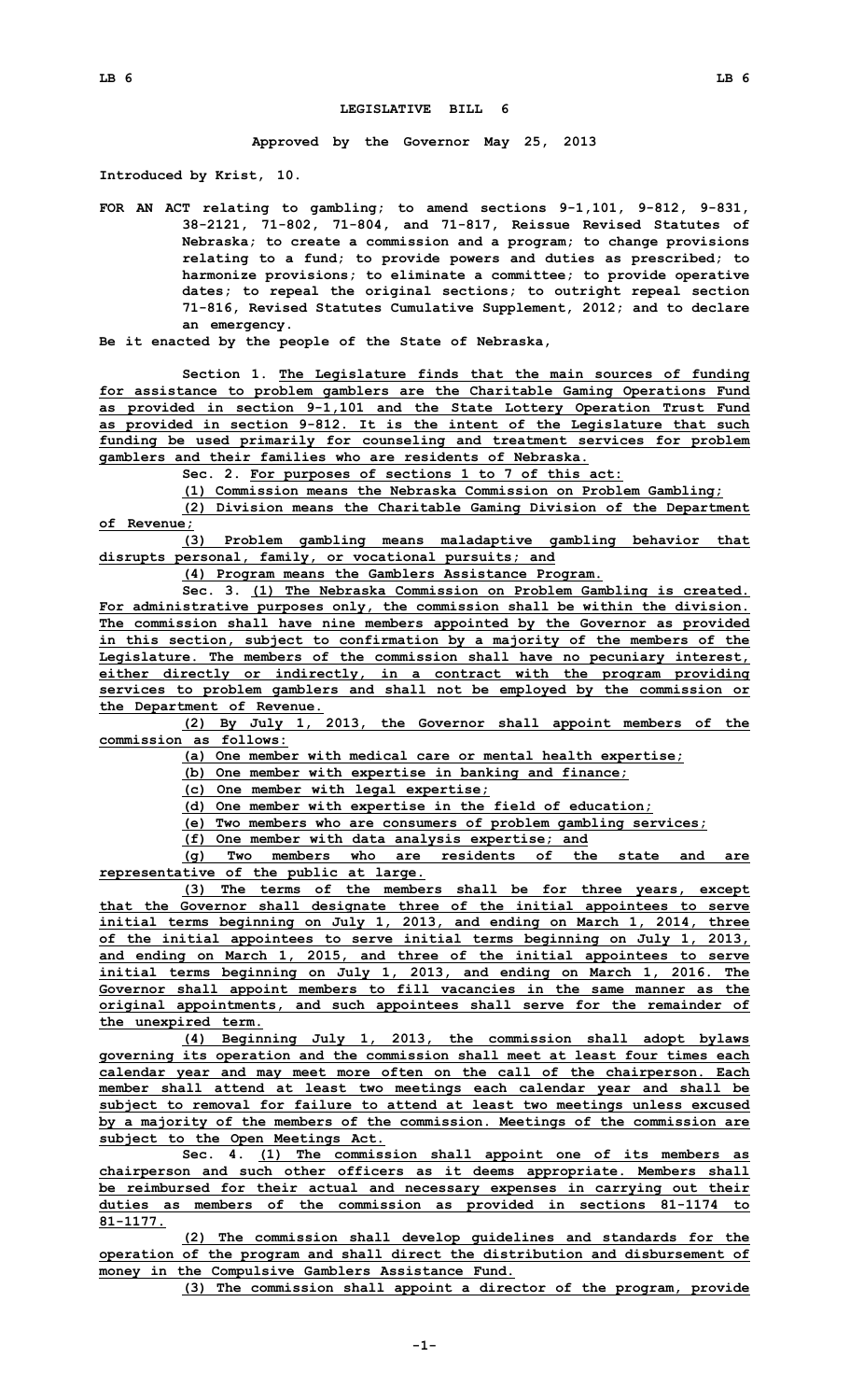# LEGISLATIVE BILL 6

**Approved by the Governor May 25, 2013**

**Introduced by Krist, 10.**

**FOR AN ACT relating to gambling; to amend sections 9-1,101, 9-812, 9-831, 38-2121, 71-802, 71-804, and 71-817, Reissue Revised Statutes of Nebraska; to create a commission and a program; to change provisions relating to a fund; to provide powers and duties as prescribed; to harmonize provisions; to eliminate a committee; to provide operative dates; to repeal the original sections; to outright repeal section 71-816, Revised Statutes Cumulative Supplement, 2012; and to declare an emergency.**

**Be it enacted by the people of the State of Nebraska,**

**Section 1.** The Legislature finds that the main sources of funding for assistance to problem gamblers are the Charitable Gaming Operations Fund as provided in section 9-1,101 and the State Lottery Operation Trust Fund as provided in section 9-812. It is the intent of the Legislature that such funding be used primarily for counseling and treatment services for problem gamblers and their families who are residents of Nebraska.

**Sec. 2.** For purposes of sections 1 to 7 of this act:

(1) Commission means the Nebraska Commission on Problem Gambling;

(2) Division means the Charitable Gaming Division of the Department of Revenue;

(3) Problem gambling means maladaptive gambling behavior that disrupts personal, family, or vocational pursuits; and

(4) Program means the Gamblers Assistance Program.

**Sec. 3.** (1) The Nebraska Commission on Problem Gambling is created. For administrative purposes only, the commission shall be within the division. The commission shall have nine members appointed by the Governor as provided in this section, subject to confirmation by a majority of the members of the Legislature. The members of the commission shall have no pecuniary interest, either directly or indirectly, in a contract with the program providing services to problem gamblers and shall not be employed by the commission or the Department of Revenue.

(2) By July 1, 2013, the Governor shall appoint members of the commission as follows:

(a) One member with medical care or mental health expertise;

(b) One member with expertise in banking and finance;

(c) One member with legal expertise;

(d) One member with expertise in the field of education;

(e) Two members who are consumers of problem gambling services;

(f) One member with data analysis expertise; and

(g) Two members who are residents of the state and are representative of the public at large.

(3) The terms of the members shall be for three years, except that the Governor shall designate three of the initial appointees to serve initial terms beginning on July 1, 2013, and ending on March 1, 2014, three of the initial appointees to serve initial terms beginning on July 1, 2013, and ending on March 1, 2015, and three of the initial appointees to serve initial terms beginning on July 1, 2013, and ending on March 1, 2016. The Governor shall appoint members to fill vacancies in the same manner as the original appointments, and such appointees shall serve for the remainder of the unexpired term.

(4) Beginning July 1, 2013, the commission shall adopt bylaws governing its operation and the commission shall meet at least four times each calendar year and may meet more often on the call of the chairperson. Each member shall attend at least two meetings each calendar year and shall be subject to removal for failure to attend at least two meetings unless excused by a majority of the members of the commission. Meetings of the commission are subject to the Open Meetings Act.

**Sec. 4.** (1) The commission shall appoint one of its members as chairperson and such other officers as it deems appropriate. Members shall be reimbursed for their actual and necessary expenses in carrying out their duties as members of the commission as provided in sections 81-1174 to 81-1177.

(2) The commission shall develop guidelines and standards for the operation of the program and shall direct the distribution and disbursement of money in the Compulsive Gamblers Assistance Fund.

(3) The commission shall appoint a director of the program, provide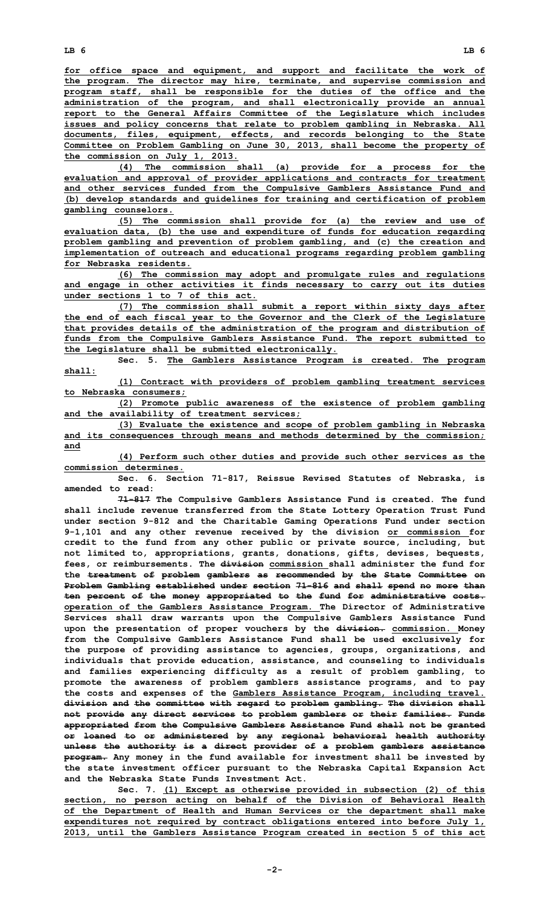for office space and equipment, and support and facilitate the work of the program. The director may hire, terminate, and supervise commission and program staff, shall be responsible for the duties of the office and the administration of the program, and shall electronically provide an annual report to the General Affairs Committee of the Legislature which includes issues and policy concerns that relate to problem gambling in Nebraska. All documents, files, equipment, effects, and records belonging to the State Committee on Problem Gambling on June 30, 2013, shall become the property of the commission on July 1, 2013.

(4) The commission shall (a) provide for a process for the evaluation and approval of provider applications and contracts for treatment and other services funded from the Compulsive Gamblers Assistance Fund and (b) develop standards and guidelines for training and certification of problem gambling counselors.

(5) The commission shall provide for (a) the review and use of evaluation data, (b) the use and expenditure of funds for education regarding problem gambling and prevention of problem gambling, and (c) the creation and implementation of outreach and educational programs regarding problem gambling for Nebraska residents.

(6) The commission may adopt and promulgate rules and regulations and engage in other activities it finds necessary to carry out its duties under sections 1 to 7 of this act.

(7) The commission shall submit a report within sixty days after the end of each fiscal year to the Governor and the Clerk of the Legislature that provides details of the administration of the program and distribution of funds from the Compulsive Gamblers Assistance Fund. The report submitted to the Legislature shall be submitted electronically.

Sec. 5. The Gamblers Assistance Program is created. The program shall:

(1) Contract with providers of problem gambling treatment services to Nebraska consumers;

(2) Promote public awareness of the existence of problem gambling and the availability of treatment services;

(3) Evaluate the existence and scope of problem gambling in Nebraska and its consequences through means and methods determined by the commission; and

(4) Perform such other duties and provide such other services as the commission determines.

Sec. 6. Section 71-817, Reissue Revised Statutes of Nebraska, is amended to read:

~~71-817~~ The Compulsive Gamblers Assistance Fund is created. The fund shall include revenue transferred from the State Lottery Operation Trust Fund under section 9-812 and the Charitable Gaming Operations Fund under section 9-1,101 and any other revenue received by the division or commission for credit to the fund from any other public or private source, including, but not limited to, appropriations, grants, donations, gifts, devises, bequests, fees, or reimbursements. The ~~division~~ commission shall administer the fund for the ~~treatment of problem gamblers as recommended by the State Committee on Problem Gambling established under section 71-816 and shall spend no more than ten percent of the money appropriated to the fund for administrative costs.~~ operation of the Gamblers Assistance Program. The Director of Administrative Services shall draw warrants upon the Compulsive Gamblers Assistance Fund upon the presentation of proper vouchers by the ~~division.~~ commission. Money from the Compulsive Gamblers Assistance Fund shall be used exclusively for the purpose of providing assistance to agencies, groups, organizations, and individuals that provide education, assistance, and counseling to individuals and families experiencing difficulty as a result of problem gambling, to promote the awareness of problem gamblers assistance programs, and to pay the costs and expenses of the Gamblers Assistance Program, including travel. ~~division and the committee with regard to problem gambling. The division shall not provide any direct services to problem gamblers or their families. Funds appropriated from the Compulsive Gamblers Assistance Fund shall not be granted or loaned to or administered by any regional behavioral health authority unless the authority is a direct provider of a problem gamblers assistance program.~~ Any money in the fund available for investment shall be invested by the state investment officer pursuant to the Nebraska Capital Expansion Act and the Nebraska State Funds Investment Act.

Sec. 7. (1) Except as otherwise provided in subsection (2) of this section, no person acting on behalf of the Division of Behavioral Health of the Department of Health and Human Services or the department shall make expenditures not required by contract obligations entered into before July 1, 2013, until the Gamblers Assistance Program created in section 5 of this act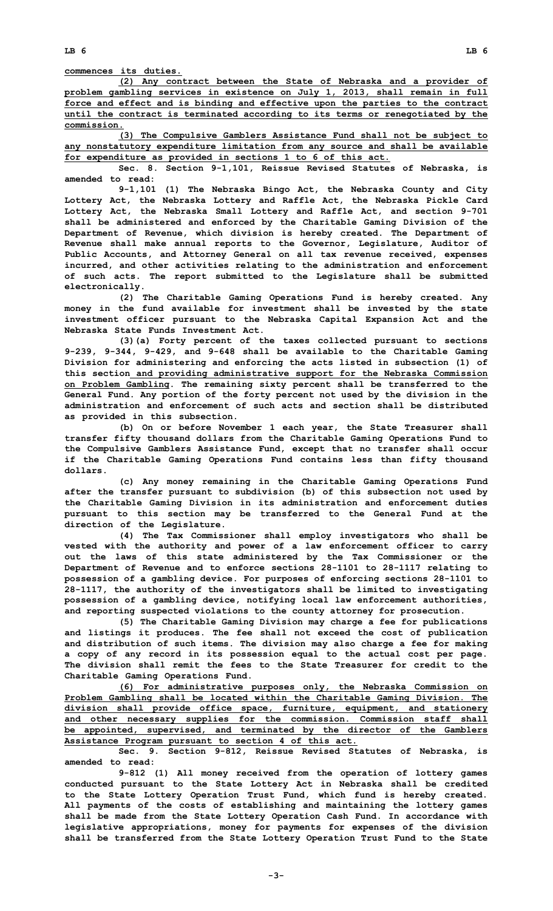commences its duties.

(2) Any contract between the State of Nebraska and a provider of problem gambling services in existence on July 1, 2013, shall remain in full force and effect and is binding and effective upon the parties to the contract until the contract is terminated according to its terms or renegotiated by the commission.

(3) The Compulsive Gamblers Assistance Fund shall not be subject to any nonstatutory expenditure limitation from any source and shall be available for expenditure as provided in sections 1 to 6 of this act.

Sec. 8. Section 9-1,101, Reissue Revised Statutes of Nebraska, is amended to read:

9-1,101 (1) The Nebraska Bingo Act, the Nebraska County and City Lottery Act, the Nebraska Lottery and Raffle Act, the Nebraska Pickle Card Lottery Act, the Nebraska Small Lottery and Raffle Act, and section 9-701 shall be administered and enforced by the Charitable Gaming Division of the Department of Revenue, which division is hereby created. The Department of Revenue shall make annual reports to the Governor, Legislature, Auditor of Public Accounts, and Attorney General on all tax revenue received, expenses incurred, and other activities relating to the administration and enforcement of such acts. The report submitted to the Legislature shall be submitted electronically.

(2) The Charitable Gaming Operations Fund is hereby created. Any money in the fund available for investment shall be invested by the state investment officer pursuant to the Nebraska Capital Expansion Act and the Nebraska State Funds Investment Act.

(3)(a) Forty percent of the taxes collected pursuant to sections 9-239, 9-344, 9-429, and 9-648 shall be available to the Charitable Gaming Division for administering and enforcing the acts listed in subsection (1) of this section and providing administrative support for the Nebraska Commission on Problem Gambling. The remaining sixty percent shall be transferred to the General Fund. Any portion of the forty percent not used by the division in the administration and enforcement of such acts and section shall be distributed as provided in this subsection.

(b) On or before November 1 each year, the State Treasurer shall transfer fifty thousand dollars from the Charitable Gaming Operations Fund to the Compulsive Gamblers Assistance Fund, except that no transfer shall occur if the Charitable Gaming Operations Fund contains less than fifty thousand dollars.

(c) Any money remaining in the Charitable Gaming Operations Fund after the transfer pursuant to subdivision (b) of this subsection not used by the Charitable Gaming Division in its administration and enforcement duties pursuant to this section may be transferred to the General Fund at the direction of the Legislature.

(4) The Tax Commissioner shall employ investigators who shall be vested with the authority and power of a law enforcement officer to carry out the laws of this state administered by the Tax Commissioner or the Department of Revenue and to enforce sections 28-1101 to 28-1117 relating to possession of a gambling device. For purposes of enforcing sections 28-1101 to 28-1117, the authority of the investigators shall be limited to investigating possession of a gambling device, notifying local law enforcement authorities, and reporting suspected violations to the county attorney for prosecution.

(5) The Charitable Gaming Division may charge a fee for publications and listings it produces. The fee shall not exceed the cost of publication and distribution of such items. The division may also charge a fee for making a copy of any record in its possession equal to the actual cost per page. The division shall remit the fees to the State Treasurer for credit to the Charitable Gaming Operations Fund.

(6) For administrative purposes only, the Nebraska Commission on Problem Gambling shall be located within the Charitable Gaming Division. The division shall provide office space, furniture, equipment, and stationery and other necessary supplies for the commission. Commission staff shall be appointed, supervised, and terminated by the director of the Gamblers Assistance Program pursuant to section 4 of this act.

Sec. 9. Section 9-812, Reissue Revised Statutes of Nebraska, is amended to read:

9-812 (1) All money received from the operation of lottery games conducted pursuant to the State Lottery Act in Nebraska shall be credited to the State Lottery Operation Trust Fund, which fund is hereby created. All payments of the costs of establishing and maintaining the lottery games shall be made from the State Lottery Operation Cash Fund. In accordance with legislative appropriations, money for payments for expenses of the division shall be transferred from the State Lottery Operation Trust Fund to the State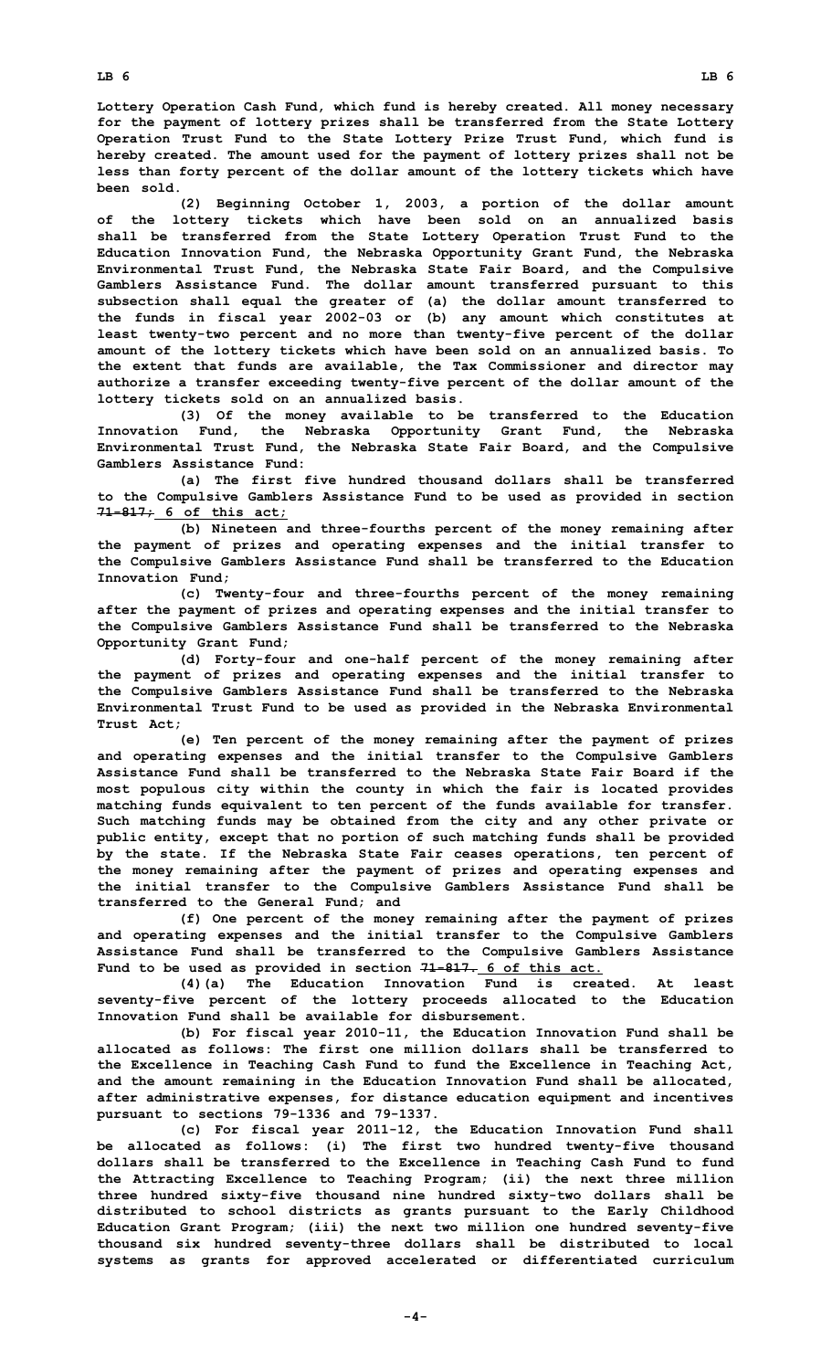Lottery Operation Cash Fund, which fund is hereby created. All money necessary for the payment of lottery prizes shall be transferred from the State Lottery Operation Trust Fund to the State Lottery Prize Trust Fund, which fund is hereby created. The amount used for the payment of lottery prizes shall not be less than forty percent of the dollar amount of the lottery tickets which have been sold.

(2) Beginning October 1, 2003, a portion of the dollar amount of the lottery tickets which have been sold on an annualized basis shall be transferred from the State Lottery Operation Trust Fund to the Education Innovation Fund, the Nebraska Opportunity Grant Fund, the Nebraska Environmental Trust Fund, the Nebraska State Fair Board, and the Compulsive Gamblers Assistance Fund. The dollar amount transferred pursuant to this subsection shall equal the greater of (a) the dollar amount transferred to the funds in fiscal year 2002-03 or (b) any amount which constitutes at least twenty-two percent and no more than twenty-five percent of the dollar amount of the lottery tickets which have been sold on an annualized basis. To the extent that funds are available, the Tax Commissioner and director may authorize a transfer exceeding twenty-five percent of the dollar amount of the lottery tickets sold on an annualized basis.

(3) Of the money available to be transferred to the Education Innovation Fund, the Nebraska Opportunity Grant Fund, the Nebraska Environmental Trust Fund, the Nebraska State Fair Board, and the Compulsive Gamblers Assistance Fund:

(a) The first five hundred thousand dollars shall be transferred to the Compulsive Gamblers Assistance Fund to be used as provided in section ~~71-817;~~ 6 of this act;

(b) Nineteen and three-fourths percent of the money remaining after the payment of prizes and operating expenses and the initial transfer to the Compulsive Gamblers Assistance Fund shall be transferred to the Education Innovation Fund;

(c) Twenty-four and three-fourths percent of the money remaining after the payment of prizes and operating expenses and the initial transfer to the Compulsive Gamblers Assistance Fund shall be transferred to the Nebraska Opportunity Grant Fund;

(d) Forty-four and one-half percent of the money remaining after the payment of prizes and operating expenses and the initial transfer to the Compulsive Gamblers Assistance Fund shall be transferred to the Nebraska Environmental Trust Fund to be used as provided in the Nebraska Environmental Trust Act;

(e) Ten percent of the money remaining after the payment of prizes and operating expenses and the initial transfer to the Compulsive Gamblers Assistance Fund shall be transferred to the Nebraska State Fair Board if the most populous city within the county in which the fair is located provides matching funds equivalent to ten percent of the funds available for transfer. Such matching funds may be obtained from the city and any other private or public entity, except that no portion of such matching funds shall be provided by the state. If the Nebraska State Fair ceases operations, ten percent of the money remaining after the payment of prizes and operating expenses and the initial transfer to the Compulsive Gamblers Assistance Fund shall be transferred to the General Fund; and

(f) One percent of the money remaining after the payment of prizes and operating expenses and the initial transfer to the Compulsive Gamblers Assistance Fund shall be transferred to the Compulsive Gamblers Assistance Fund to be used as provided in section ~~71-817.~~ 6 of this act.

(4)(a) The Education Innovation Fund is created. At least seventy-five percent of the lottery proceeds allocated to the Education Innovation Fund shall be available for disbursement.

(b) For fiscal year 2010-11, the Education Innovation Fund shall be allocated as follows: The first one million dollars shall be transferred to the Excellence in Teaching Cash Fund to fund the Excellence in Teaching Act, and the amount remaining in the Education Innovation Fund shall be allocated, after administrative expenses, for distance education equipment and incentives pursuant to sections 79-1336 and 79-1337.

(c) For fiscal year 2011-12, the Education Innovation Fund shall be allocated as follows: (i) The first two hundred twenty-five thousand dollars shall be transferred to the Excellence in Teaching Cash Fund to fund the Attracting Excellence to Teaching Program; (ii) the next three million three hundred sixty-five thousand nine hundred sixty-two dollars shall be distributed to school districts as grants pursuant to the Early Childhood Education Grant Program; (iii) the next two million one hundred seventy-five thousand six hundred seventy-three dollars shall be distributed to local systems as grants for approved accelerated or differentiated curriculum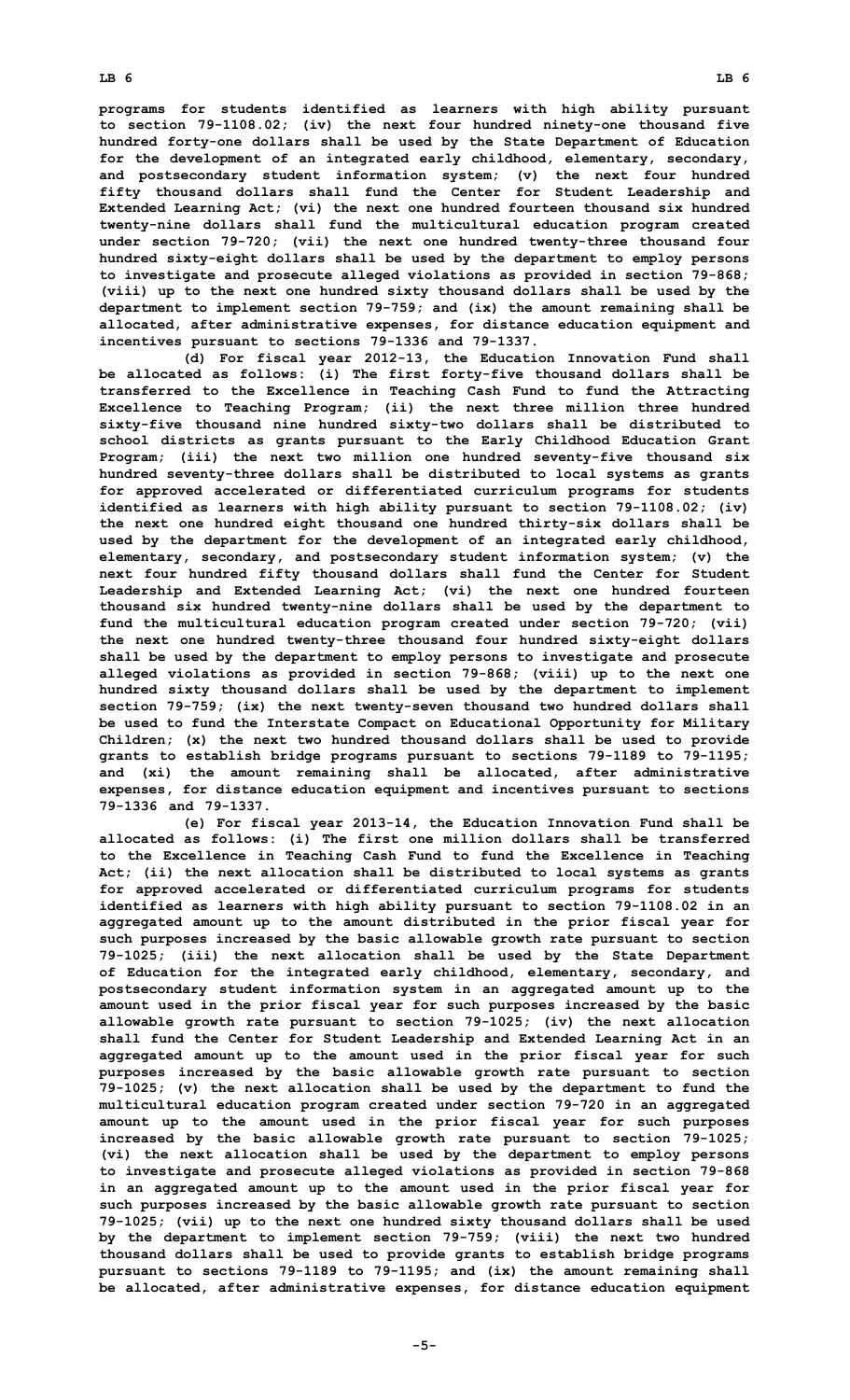**programs for students identified as learners with high ability pursuant to section 79-1108.02; (iv) the next four hundred ninety-one thousand five hundred forty-one dollars shall be used by the State Department of Education for the development of an integrated early childhood, elementary, secondary, and postsecondary student information system; (v) the next four hundred fifty thousand dollars shall fund the Center for Student Leadership and Extended Learning Act; (vi) the next one hundred fourteen thousand six hundred twenty-nine dollars shall fund the multicultural education program created under section 79-720; (vii) the next one hundred twenty-three thousand four hundred sixty-eight dollars shall be used by the department to employ persons to investigate and prosecute alleged violations as provided in section 79-868; (viii) up to the next one hundred sixty thousand dollars shall be used by the department to implement section 79-759; and (ix) the amount remaining shall be allocated, after administrative expenses, for distance education equipment and incentives pursuant to sections 79-1336 and 79-1337.**

**(d) For fiscal year 2012-13, the Education Innovation Fund shall be allocated as follows: (i) The first forty-five thousand dollars shall be transferred to the Excellence in Teaching Cash Fund to fund the Attracting Excellence to Teaching Program; (ii) the next three million three hundred sixty-five thousand nine hundred sixty-two dollars shall be distributed to school districts as grants pursuant to the Early Childhood Education Grant Program; (iii) the next two million one hundred seventy-five thousand six hundred seventy-three dollars shall be distributed to local systems as grants for approved accelerated or differentiated curriculum programs for students identified as learners with high ability pursuant to section 79-1108.02; (iv) the next one hundred eight thousand one hundred thirty-six dollars shall be used by the department for the development of an integrated early childhood, elementary, secondary, and postsecondary student information system; (v) the next four hundred fifty thousand dollars shall fund the Center for Student Leadership and Extended Learning Act; (vi) the next one hundred fourteen thousand six hundred twenty-nine dollars shall be used by the department to fund the multicultural education program created under section 79-720; (vii) the next one hundred twenty-three thousand four hundred sixty-eight dollars shall be used by the department to employ persons to investigate and prosecute alleged violations as provided in section 79-868; (viii) up to the next one hundred sixty thousand dollars shall be used by the department to implement section 79-759; (ix) the next twenty-seven thousand two hundred dollars shall be used to fund the Interstate Compact on Educational Opportunity for Military Children; (x) the next two hundred thousand dollars shall be used to provide grants to establish bridge programs pursuant to sections 79-1189 to 79-1195; and (xi) the amount remaining shall be allocated, after administrative expenses, for distance education equipment and incentives pursuant to sections 79-1336 and 79-1337.**

**(e) For fiscal year 2013-14, the Education Innovation Fund shall be allocated as follows: (i) The first one million dollars shall be transferred to the Excellence in Teaching Cash Fund to fund the Excellence in Teaching Act; (ii) the next allocation shall be distributed to local systems as grants for approved accelerated or differentiated curriculum programs for students identified as learners with high ability pursuant to section 79-1108.02 in an aggregated amount up to the amount distributed in the prior fiscal year for such purposes increased by the basic allowable growth rate pursuant to section 79-1025; (iii) the next allocation shall be used by the State Department of Education for the integrated early childhood, elementary, secondary, and postsecondary student information system in an aggregated amount up to the amount used in the prior fiscal year for such purposes increased by the basic allowable growth rate pursuant to section 79-1025; (iv) the next allocation shall fund the Center for Student Leadership and Extended Learning Act in an aggregated amount up to the amount used in the prior fiscal year for such purposes increased by the basic allowable growth rate pursuant to section 79-1025; (v) the next allocation shall be used by the department to fund the multicultural education program created under section 79-720 in an aggregated amount up to the amount used in the prior fiscal year for such purposes increased by the basic allowable growth rate pursuant to section 79-1025; (vi) the next allocation shall be used by the department to employ persons to investigate and prosecute alleged violations as provided in section 79-868 in an aggregated amount up to the amount used in the prior fiscal year for such purposes increased by the basic allowable growth rate pursuant to section 79-1025; (vii) up to the next one hundred sixty thousand dollars shall be used by the department to implement section 79-759; (viii) the next two hundred thousand dollars shall be used to provide grants to establish bridge programs pursuant to sections 79-1189 to 79-1195; and (ix) the amount remaining shall be allocated, after administrative expenses, for distance education equipment**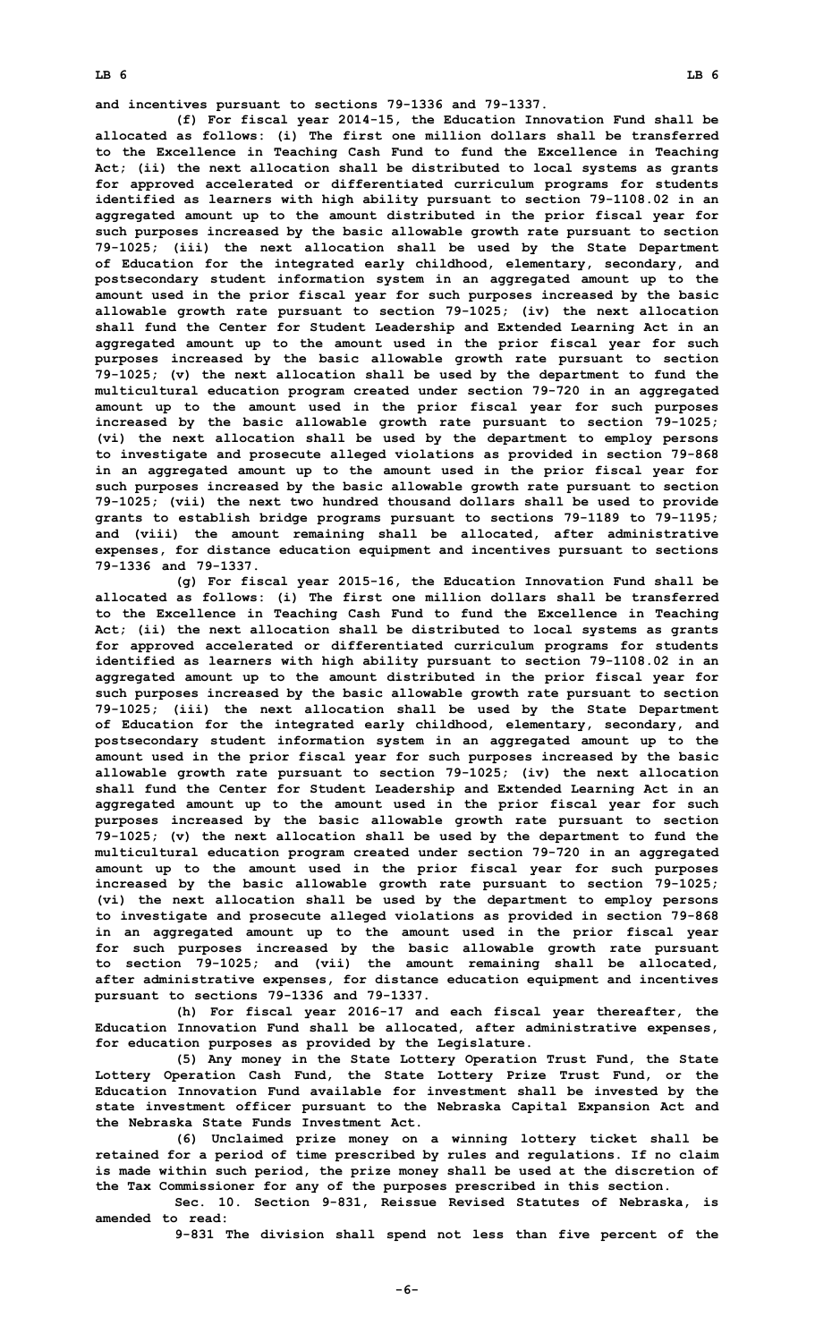and incentives pursuant to sections 79-1336 and 79-1337.

(f) For fiscal year 2014-15, the Education Innovation Fund shall be allocated as follows: (i) The first one million dollars shall be transferred to the Excellence in Teaching Cash Fund to fund the Excellence in Teaching Act; (ii) the next allocation shall be distributed to local systems as grants for approved accelerated or differentiated curriculum programs for students identified as learners with high ability pursuant to section 79-1108.02 in an aggregated amount up to the amount distributed in the prior fiscal year for such purposes increased by the basic allowable growth rate pursuant to section 79-1025; (iii) the next allocation shall be used by the State Department of Education for the integrated early childhood, elementary, secondary, and postsecondary student information system in an aggregated amount up to the amount used in the prior fiscal year for such purposes increased by the basic allowable growth rate pursuant to section 79-1025; (iv) the next allocation shall fund the Center for Student Leadership and Extended Learning Act in an aggregated amount up to the amount used in the prior fiscal year for such purposes increased by the basic allowable growth rate pursuant to section 79-1025; (v) the next allocation shall be used by the department to fund the multicultural education program created under section 79-720 in an aggregated amount up to the amount used in the prior fiscal year for such purposes increased by the basic allowable growth rate pursuant to section 79-1025; (vi) the next allocation shall be used by the department to employ persons to investigate and prosecute alleged violations as provided in section 79-868 in an aggregated amount up to the amount used in the prior fiscal year for such purposes increased by the basic allowable growth rate pursuant to section 79-1025; (vii) the next two hundred thousand dollars shall be used to provide grants to establish bridge programs pursuant to sections 79-1189 to 79-1195; and (viii) the amount remaining shall be allocated, after administrative expenses, for distance education equipment and incentives pursuant to sections 79-1336 and 79-1337.

(g) For fiscal year 2015-16, the Education Innovation Fund shall be allocated as follows: (i) The first one million dollars shall be transferred to the Excellence in Teaching Cash Fund to fund the Excellence in Teaching Act; (ii) the next allocation shall be distributed to local systems as grants for approved accelerated or differentiated curriculum programs for students identified as learners with high ability pursuant to section 79-1108.02 in an aggregated amount up to the amount distributed in the prior fiscal year for such purposes increased by the basic allowable growth rate pursuant to section 79-1025; (iii) the next allocation shall be used by the State Department of Education for the integrated early childhood, elementary, secondary, and postsecondary student information system in an aggregated amount up to the amount used in the prior fiscal year for such purposes increased by the basic allowable growth rate pursuant to section 79-1025; (iv) the next allocation shall fund the Center for Student Leadership and Extended Learning Act in an aggregated amount up to the amount used in the prior fiscal year for such purposes increased by the basic allowable growth rate pursuant to section 79-1025; (v) the next allocation shall be used by the department to fund the multicultural education program created under section 79-720 in an aggregated amount up to the amount used in the prior fiscal year for such purposes increased by the basic allowable growth rate pursuant to section 79-1025; (vi) the next allocation shall be used by the department to employ persons to investigate and prosecute alleged violations as provided in section 79-868 in an aggregated amount up to the amount used in the prior fiscal year for such purposes increased by the basic allowable growth rate pursuant to section 79-1025; and (vii) the amount remaining shall be allocated, after administrative expenses, for distance education equipment and incentives pursuant to sections 79-1336 and 79-1337.

(h) For fiscal year 2016-17 and each fiscal year thereafter, the Education Innovation Fund shall be allocated, after administrative expenses, for education purposes as provided by the Legislature.

(5) Any money in the State Lottery Operation Trust Fund, the State Lottery Operation Cash Fund, the State Lottery Prize Trust Fund, or the Education Innovation Fund available for investment shall be invested by the state investment officer pursuant to the Nebraska Capital Expansion Act and the Nebraska State Funds Investment Act.

(6) Unclaimed prize money on a winning lottery ticket shall be retained for a period of time prescribed by rules and regulations. If no claim is made within such period, the prize money shall be used at the discretion of the Tax Commissioner for any of the purposes prescribed in this section.

Sec. 10. Section 9-831, Reissue Revised Statutes of Nebraska, is amended to read:

9-831 The division shall spend not less than five percent of the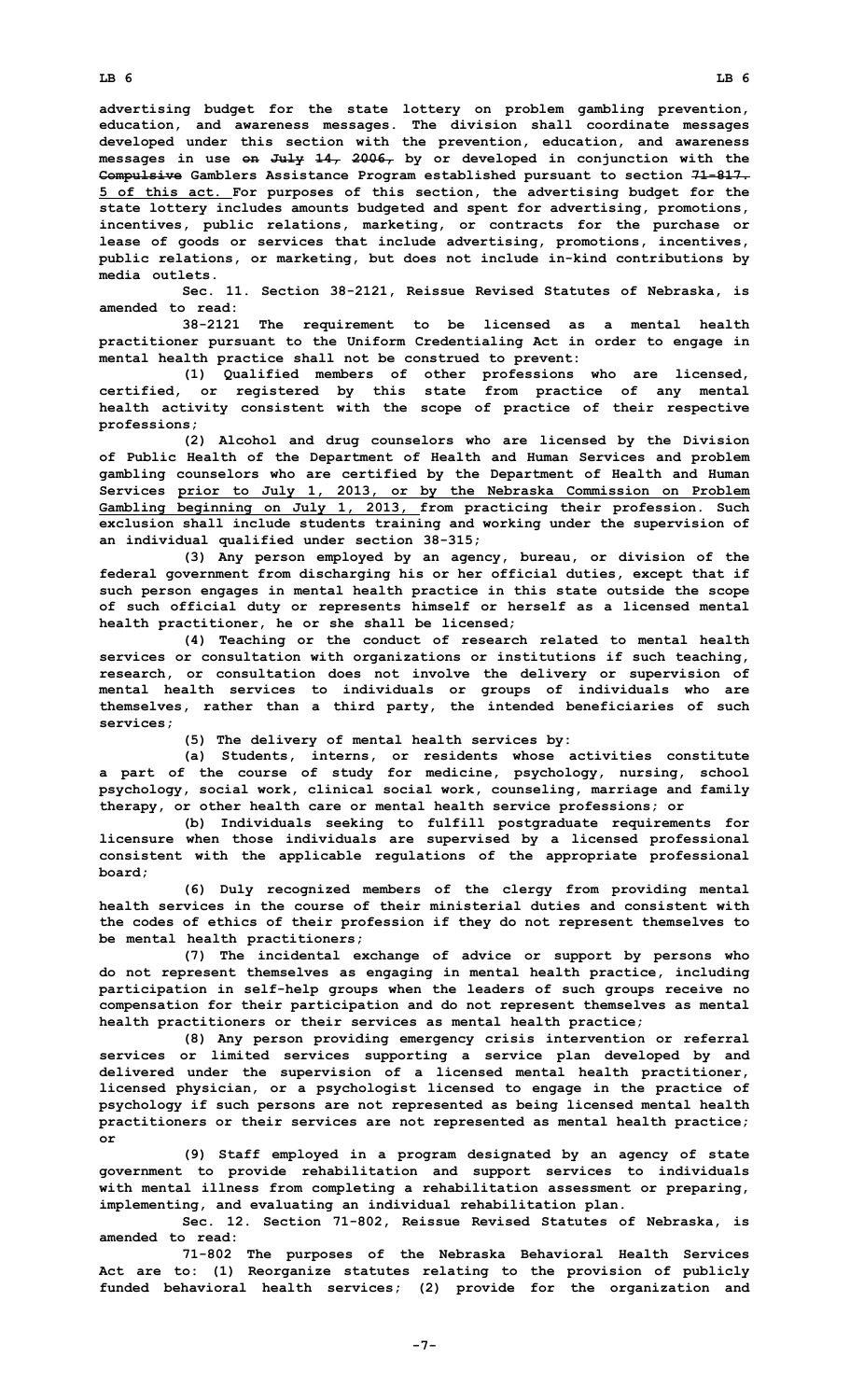advertising budget for the state lottery on problem gambling prevention, education, and awareness messages. The division shall coordinate messages developed under this section with the prevention, education, and awareness messages in use ~~on July 14, 2006,~~ by or developed in conjunction with the ~~Compulsive~~ Gamblers Assistance Program established pursuant to section ~~71-817.~~ 5 of this act. For purposes of this section, the advertising budget for the state lottery includes amounts budgeted and spent for advertising, promotions, incentives, public relations, marketing, or contracts for the purchase or lease of goods or services that include advertising, promotions, incentives, public relations, or marketing, but does not include in-kind contributions by media outlets.

Sec. 11. Section 38-2121, Reissue Revised Statutes of Nebraska, is amended to read:

38-2121 The requirement to be licensed as a mental health practitioner pursuant to the Uniform Credentialing Act in order to engage in mental health practice shall not be construed to prevent:

(1) Qualified members of other professions who are licensed, certified, or registered by this state from practice of any mental health activity consistent with the scope of practice of their respective professions;

(2) Alcohol and drug counselors who are licensed by the Division of Public Health of the Department of Health and Human Services and problem gambling counselors who are certified by the Department of Health and Human Services prior to July 1, 2013, or by the Nebraska Commission on Problem Gambling beginning on July 1, 2013, from practicing their profession. Such exclusion shall include students training and working under the supervision of an individual qualified under section 38-315;

(3) Any person employed by an agency, bureau, or division of the federal government from discharging his or her official duties, except that if such person engages in mental health practice in this state outside the scope of such official duty or represents himself or herself as a licensed mental health practitioner, he or she shall be licensed;

(4) Teaching or the conduct of research related to mental health services or consultation with organizations or institutions if such teaching, research, or consultation does not involve the delivery or supervision of mental health services to individuals or groups of individuals who are themselves, rather than a third party, the intended beneficiaries of such services;

(5) The delivery of mental health services by:

(a) Students, interns, or residents whose activities constitute a part of the course of study for medicine, psychology, nursing, school psychology, social work, clinical social work, counseling, marriage and family therapy, or other health care or mental health service professions; or

(b) Individuals seeking to fulfill postgraduate requirements for licensure when those individuals are supervised by a licensed professional consistent with the applicable regulations of the appropriate professional board;

(6) Duly recognized members of the clergy from providing mental health services in the course of their ministerial duties and consistent with the codes of ethics of their profession if they do not represent themselves to be mental health practitioners;

(7) The incidental exchange of advice or support by persons who do not represent themselves as engaging in mental health practice, including participation in self-help groups when the leaders of such groups receive no compensation for their participation and do not represent themselves as mental health practitioners or their services as mental health practice;

(8) Any person providing emergency crisis intervention or referral services or limited services supporting a service plan developed by and delivered under the supervision of a licensed mental health practitioner, licensed physician, or a psychologist licensed to engage in the practice of psychology if such persons are not represented as being licensed mental health practitioners or their services are not represented as mental health practice; or

(9) Staff employed in a program designated by an agency of state government to provide rehabilitation and support services to individuals with mental illness from completing a rehabilitation assessment or preparing, implementing, and evaluating an individual rehabilitation plan.

Sec. 12. Section 71-802, Reissue Revised Statutes of Nebraska, is amended to read:

71-802 The purposes of the Nebraska Behavioral Health Services Act are to: (1) Reorganize statutes relating to the provision of publicly funded behavioral health services; (2) provide for the organization and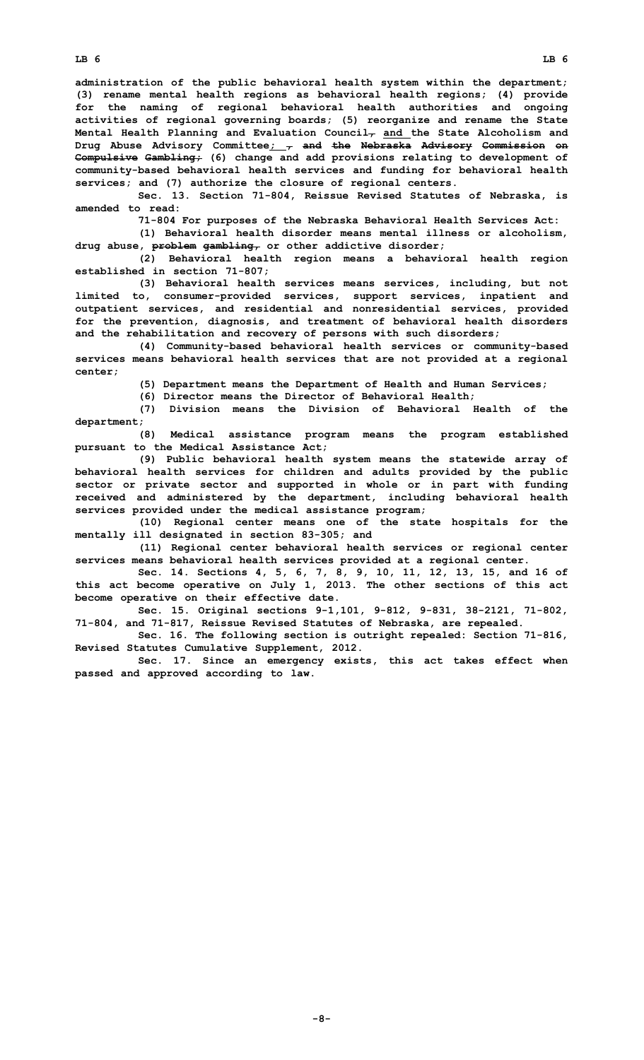administration of the public behavioral health system within the department; (3) rename mental health regions as behavioral health regions; (4) provide for the naming of regional behavioral health authorities and ongoing activities of regional governing boards; (5) reorganize and rename the State Mental Health Planning and Evaluation Council, and the State Alcoholism and Drug Abuse Advisory Committee; , and the Nebraska Advisory Commission on Compulsive Gambling; (6) change and add provisions relating to development of community-based behavioral health services and funding for behavioral health services; and (7) authorize the closure of regional centers.

Sec. 13. Section 71-804, Reissue Revised Statutes of Nebraska, is amended to read:

71-804 For purposes of the Nebraska Behavioral Health Services Act:

(1) Behavioral health disorder means mental illness or alcoholism, drug abuse, problem gambling, or other addictive disorder;

(2) Behavioral health region means a behavioral health region established in section 71-807;

(3) Behavioral health services means services, including, but not limited to, consumer-provided services, support services, inpatient and outpatient services, and residential and nonresidential services, provided for the prevention, diagnosis, and treatment of behavioral health disorders and the rehabilitation and recovery of persons with such disorders;

(4) Community-based behavioral health services or community-based services means behavioral health services that are not provided at a regional center;

(5) Department means the Department of Health and Human Services;

(6) Director means the Director of Behavioral Health;

(7) Division means the Division of Behavioral Health of the department;

(8) Medical assistance program means the program established pursuant to the Medical Assistance Act;

(9) Public behavioral health system means the statewide array of behavioral health services for children and adults provided by the public sector or private sector and supported in whole or in part with funding received and administered by the department, including behavioral health services provided under the medical assistance program;

(10) Regional center means one of the state hospitals for the mentally ill designated in section 83-305; and

(11) Regional center behavioral health services or regional center services means behavioral health services provided at a regional center.

Sec. 14. Sections 4, 5, 6, 7, 8, 9, 10, 11, 12, 13, 15, and 16 of this act become operative on July 1, 2013. The other sections of this act become operative on their effective date.

Sec. 15. Original sections 9-1,101, 9-812, 9-831, 38-2121, 71-802, 71-804, and 71-817, Reissue Revised Statutes of Nebraska, are repealed.

Sec. 16. The following section is outright repealed: Section 71-816, Revised Statutes Cumulative Supplement, 2012.

Sec. 17. Since an emergency exists, this act takes effect when passed and approved according to law.